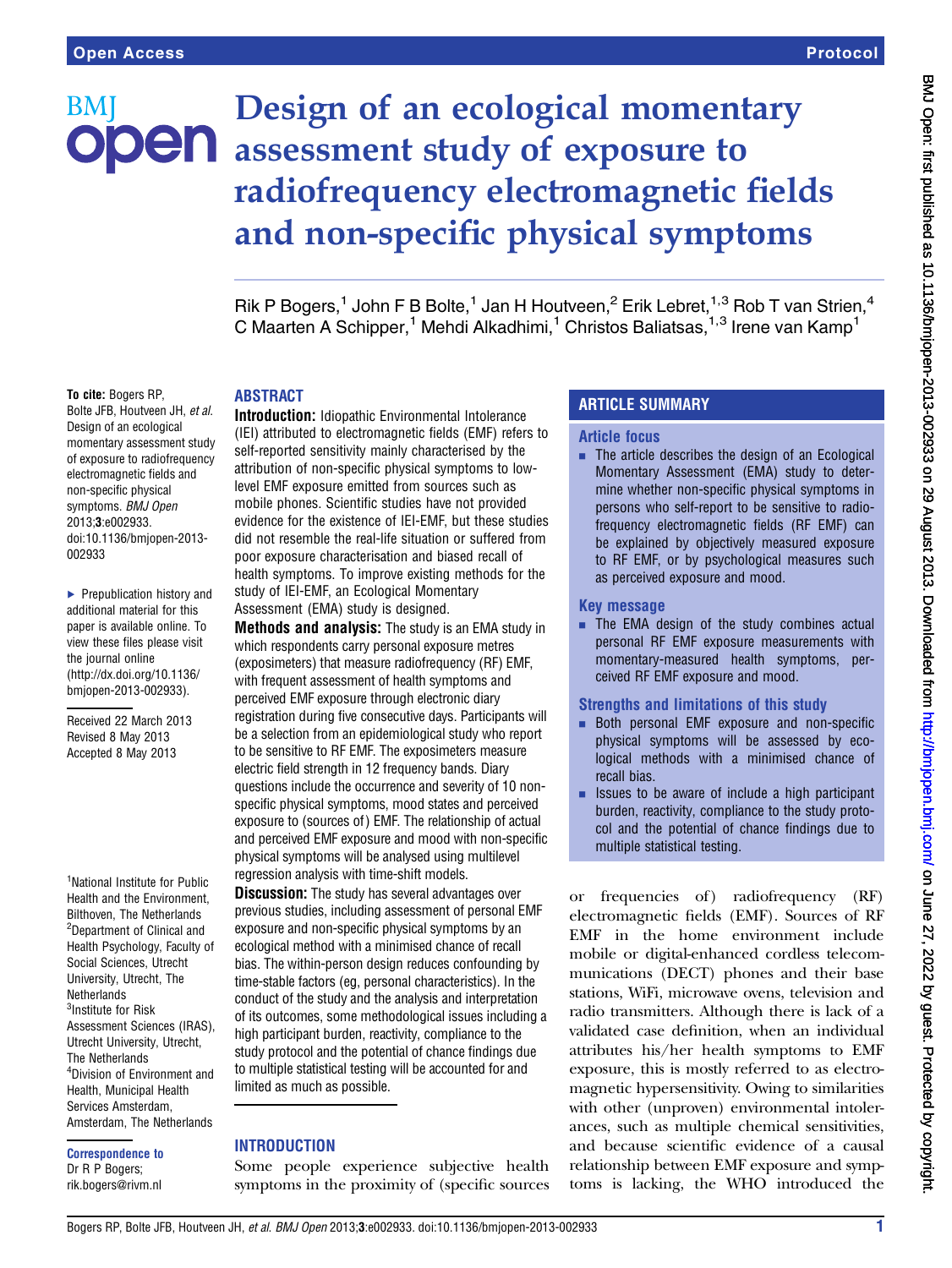# Design of an ecological momentary assessment study of exposure to radiofrequency electromagnetic fields and non-specific physical symptoms

Rik P Bogers,[1] John F B Bolte,[1] Jan H Houtveen,[2] Erik Lebret,[1,3] Rob T van Strien,[4] C Maarten A Schipper,[1] Mehdi Alkadhimi,[1] Christos Baliatsas,[1,3] Irene van Kamp[1]

**To cite:** Bogers RP, Bolte JFB, Houtveen JH, *et al*. Design of an ecological momentary assessment study of exposure to radiofrequency electromagnetic fields and non-specific physical symptoms. *BMJ Open* 2013;**3**:e002933. doi:10.1136/bmjopen-2013-002933

▸ Prepublication history and additional material for this paper is available online. To view these files please visit the journal online (http://dx.doi.org/10.1136/bmjopen-2013-002933).

Received 22 March 2013
Revised 8 May 2013
Accepted 8 May 2013

[1]National Institute for Public Health and the Environment, Bilthoven, The Netherlands
[2]Department of Clinical and Health Psychology, Faculty of Social Sciences, Utrecht University, Utrecht, The Netherlands
[3]Institute for Risk Assessment Sciences (IRAS), Utrecht University, Utrecht, The Netherlands
[4]Division of Environment and Health, Municipal Health Services Amsterdam, Amsterdam, The Netherlands

**Correspondence to**
Dr R P Bogers;
rik.bogers@rivm.nl

## ABSTRACT

**Introduction:** Idiopathic Environmental Intolerance (IEI) attributed to electromagnetic fields (EMF) refers to self-reported sensitivity mainly characterised by the attribution of non-specific physical symptoms to low-level EMF exposure emitted from sources such as mobile phones. Scientific studies have not provided evidence for the existence of IEI-EMF, but these studies did not resemble the real-life situation or suffered from poor exposure characterisation and biased recall of health symptoms. To improve existing methods for the study of IEI-EMF, an Ecological Momentary Assessment (EMA) study is designed.

**Methods and analysis:** The study is an EMA study in which respondents carry personal exposure metres (exposimeters) that measure radiofrequency (RF) EMF, with frequent assessment of health symptoms and perceived EMF exposure through electronic diary registration during five consecutive days. Participants will be a selection from an epidemiological study who report to be sensitive to RF EMF. The exposimeters measure electric field strength in 12 frequency bands. Diary questions include the occurrence and severity of 10 non-specific physical symptoms, mood states and perceived exposure to (sources of) EMF. The relationship of actual and perceived EMF exposure and mood with non-specific physical symptoms will be analysed using multilevel regression analysis with time-shift models.

**Discussion:** The study has several advantages over previous studies, including assessment of personal EMF exposure and non-specific physical symptoms by an ecological method with a minimised chance of recall bias. The within-person design reduces confounding by time-stable factors (eg, personal characteristics). In the conduct of the study and the analysis and interpretation of its outcomes, some methodological issues including a high participant burden, reactivity, compliance to the study protocol and the potential of chance findings due to multiple statistical testing will be accounted for and limited as much as possible.

## ARTICLE SUMMARY

### Article focus

- The article describes the design of an Ecological Momentary Assessment (EMA) study to determine whether non-specific physical symptoms in persons who self-report to be sensitive to radiofrequency electromagnetic fields (RF EMF) can be explained by objectively measured exposure to RF EMF, or by psychological measures such as perceived exposure and mood.

### Key message

- The EMA design of the study combines actual personal RF EMF exposure measurements with momentary-measured health symptoms, perceived RF EMF exposure and mood.

### Strengths and limitations of this study

- Both personal EMF exposure and non-specific physical symptoms will be assessed by ecological methods with a minimised chance of recall bias.
- Issues to be aware of include a high participant burden, reactivity, compliance to the study protocol and the potential of chance findings due to multiple statistical testing.

## INTRODUCTION

Some people experience subjective health symptoms in the proximity of (specific sources or frequencies of) radiofrequency (RF) electromagnetic fields (EMF). Sources of RF EMF in the home environment include mobile or digital-enhanced cordless telecommunications (DECT) phones and their base stations, WiFi, microwave ovens, television and radio transmitters. Although there is lack of a validated case definition, when an individual attributes his/her health symptoms to EMF exposure, this is mostly referred to as electromagnetic hypersensitivity. Owing to similarities with other (unproven) environmental intolerances, such as multiple chemical sensitivities, and because scientific evidence of a causal relationship between EMF exposure and symptoms is lacking, the WHO introduced the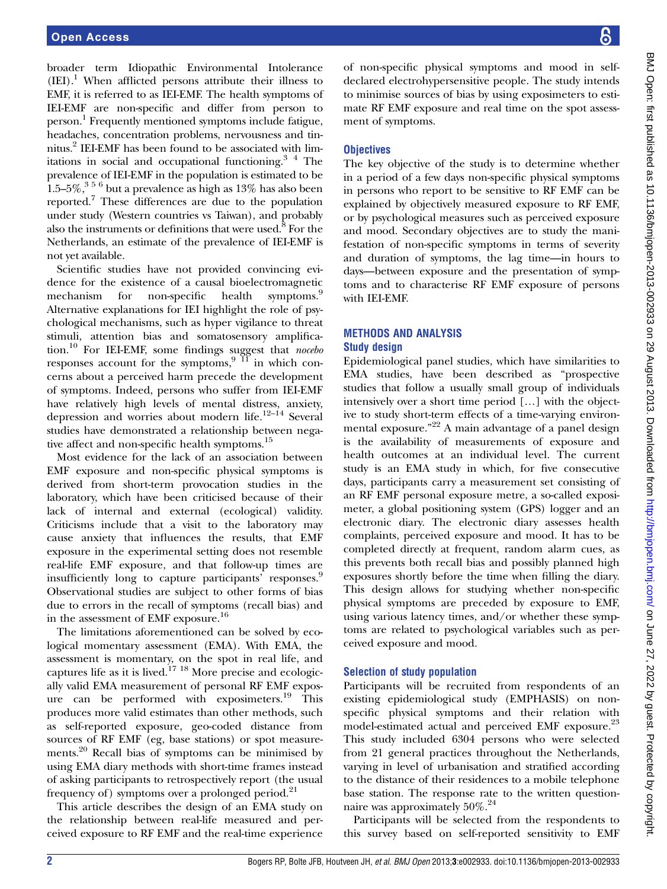broader term Idiopathic Environmental Intolerance (IEI).[1] When afflicted persons attribute their illness to EMF, it is referred to as IEI-EMF. The health symptoms of IEI-EMF are non-specific and differ from person to person.[1] Frequently mentioned symptoms include fatigue, headaches, concentration problems, nervousness and tinnitus.[2] IEI-EMF has been found to be associated with limitations in social and occupational functioning.[3 4] The prevalence of IEI-EMF in the population is estimated to be 1.5–5%,[3 5 6] but a prevalence as high as 13% has also been reported.[7] These differences are due to the population under study (Western countries vs Taiwan), and probably also the instruments or definitions that were used.[8] For the Netherlands, an estimate of the prevalence of IEI-EMF is not yet available.

Scientific studies have not provided convincing evidence for the existence of a causal bioelectromagnetic mechanism for non-specific health symptoms.[9] Alternative explanations for IEI highlight the role of psychological mechanisms, such as hyper vigilance to threat stimuli, attention bias and somatosensory amplification.[10] For IEI-EMF, some findings suggest that *nocebo* responses account for the symptoms,[9 11] in which concerns about a perceived harm precede the development of symptoms. Indeed, persons who suffer from IEI-EMF have relatively high levels of mental distress, anxiety, depression and worries about modern life.[12–14] Several studies have demonstrated a relationship between negative affect and non-specific health symptoms.[15]

Most evidence for the lack of an association between EMF exposure and non-specific physical symptoms is derived from short-term provocation studies in the laboratory, which have been criticised because of their lack of internal and external (ecological) validity. Criticisms include that a visit to the laboratory may cause anxiety that influences the results, that EMF exposure in the experimental setting does not resemble real-life EMF exposure, and that follow-up times are insufficiently long to capture participants' responses.[9] Observational studies are subject to other forms of bias due to errors in the recall of symptoms (recall bias) and in the assessment of EMF exposure.[16]

The limitations aforementioned can be solved by ecological momentary assessment (EMA). With EMA, the assessment is momentary, on the spot in real life, and captures life as it is lived.[17 18] More precise and ecologically valid EMA measurement of personal RF EMF exposure can be performed with exposimeters.[19] This produces more valid estimates than other methods, such as self-reported exposure, geo-coded distance from sources of RF EMF (eg, base stations) or spot measurements.[20] Recall bias of symptoms can be minimised by using EMA diary methods with short-time frames instead of asking participants to retrospectively report (the usual frequency of) symptoms over a prolonged period.[21]

This article describes the design of an EMA study on the relationship between real-life measured and perceived exposure to RF EMF and the real-time experience of non-specific physical symptoms and mood in self-declared electrohypersensitive people. The study intends to minimise sources of bias by using exposimeters to estimate RF EMF exposure and real time on the spot assessment of symptoms.

### Objectives

The key objective of the study is to determine whether in a period of a few days non-specific physical symptoms in persons who report to be sensitive to RF EMF can be explained by objectively measured exposure to RF EMF, or by psychological measures such as perceived exposure and mood. Secondary objectives are to study the manifestation of non-specific symptoms in terms of severity and duration of symptoms, the lag time—in hours to days—between exposure and the presentation of symptoms and to characterise RF EMF exposure of persons with IEI-EMF.

## METHODS AND ANALYSIS

### Study design

Epidemiological panel studies, which have similarities to EMA studies, have been described as "prospective studies that follow a usually small group of individuals intensively over a short time period […] with the objective to study short-term effects of a time-varying environmental exposure."[22] A main advantage of a panel design is the availability of measurements of exposure and health outcomes at an individual level. The current study is an EMA study in which, for five consecutive days, participants carry a measurement set consisting of an RF EMF personal exposure metre, a so-called exposimeter, a global positioning system (GPS) logger and an electronic diary. The electronic diary assesses health complaints, perceived exposure and mood. It has to be completed directly at frequent, random alarm cues, as this prevents both recall bias and possibly planned high exposures shortly before the time when filling the diary. This design allows for studying whether non-specific physical symptoms are preceded by exposure to EMF, using various latency times, and/or whether these symptoms are related to psychological variables such as perceived exposure and mood.

### Selection of study population

Participants will be recruited from respondents of an existing epidemiological study (EMPHASIS) on non-specific physical symptoms and their relation with model-estimated actual and perceived EMF exposure.[23] This study included 6304 persons who were selected from 21 general practices throughout the Netherlands, varying in level of urbanisation and stratified according to the distance of their residences to a mobile telephone base station. The response rate to the written questionnaire was approximately 50%.[24]

Participants will be selected from the respondents to this survey based on self-reported sensitivity to EMF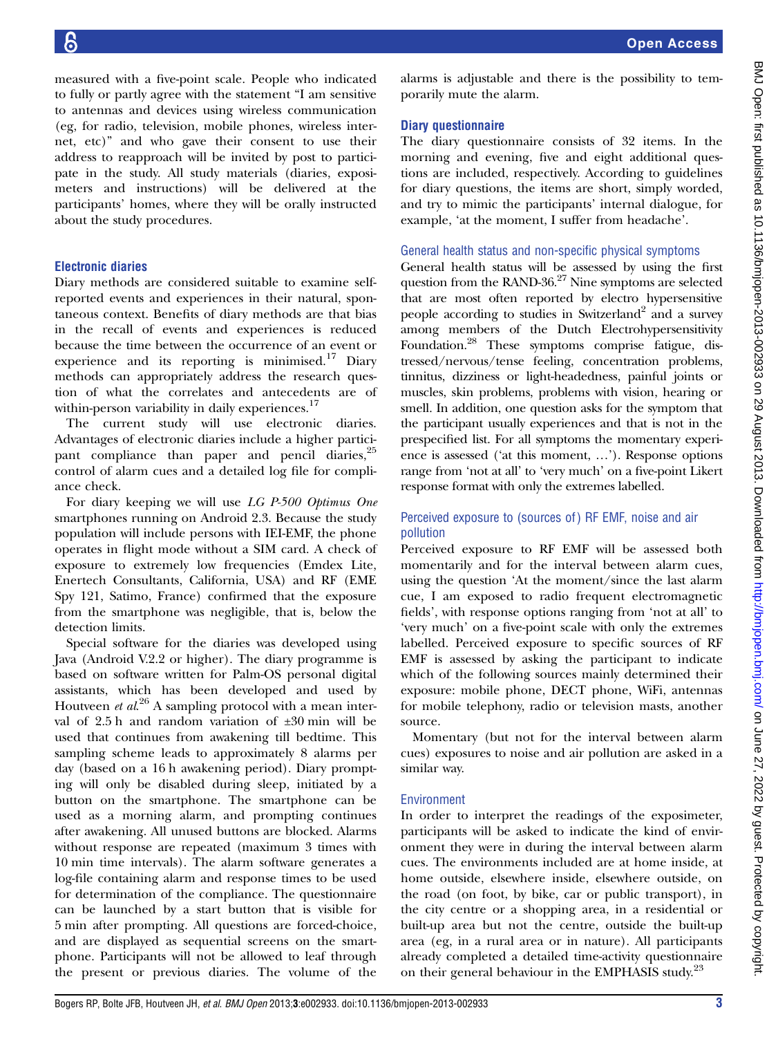measured with a five-point scale. People who indicated to fully or partly agree with the statement "I am sensitive to antennas and devices using wireless communication (eg, for radio, television, mobile phones, wireless internet, etc)" and who gave their consent to use their address to reapproach will be invited by post to participate in the study. All study materials (diaries, exposimeters and instructions) will be delivered at the participants' homes, where they will be orally instructed about the study procedures.

## Electronic diaries

Diary methods are considered suitable to examine self-reported events and experiences in their natural, spontaneous context. Benefits of diary methods are that bias in the recall of events and experiences is reduced because the time between the occurrence of an event or experience and its reporting is minimised.[17] Diary methods can appropriately address the research question of what the correlates and antecedents are of within-person variability in daily experiences.[17]

The current study will use electronic diaries. Advantages of electronic diaries include a higher participant compliance than paper and pencil diaries,[25] control of alarm cues and a detailed log file for compliance check.

For diary keeping we will use *LG P-500 Optimus One* smartphones running on Android 2.3. Because the study population will include persons with IEI-EMF, the phone operates in flight mode without a SIM card. A check of exposure to extremely low frequencies (Emdex Lite, Enertech Consultants, California, USA) and RF (EME Spy 121, Satimo, France) confirmed that the exposure from the smartphone was negligible, that is, below the detection limits.

Special software for the diaries was developed using Java (Android V.2.2 or higher). The diary programme is based on software written for Palm-OS personal digital assistants, which has been developed and used by Houtveen *et al*.[26] A sampling protocol with a mean interval of 2.5 h and random variation of ±30 min will be used that continues from awakening till bedtime. This sampling scheme leads to approximately 8 alarms per day (based on a 16 h awakening period). Diary prompting will only be disabled during sleep, initiated by a button on the smartphone. The smartphone can be used as a morning alarm, and prompting continues after awakening. All unused buttons are blocked. Alarms without response are repeated (maximum 3 times with 10 min time intervals). The alarm software generates a log-file containing alarm and response times to be used for determination of the compliance. The questionnaire can be launched by a start button that is visible for 5 min after prompting. All questions are forced-choice, and are displayed as sequential screens on the smartphone. Participants will not be allowed to leaf through the present or previous diaries. The volume of the alarms is adjustable and there is the possibility to temporarily mute the alarm.

## Diary questionnaire

The diary questionnaire consists of 32 items. In the morning and evening, five and eight additional questions are included, respectively. According to guidelines for diary questions, the items are short, simply worded, and try to mimic the participants' internal dialogue, for example, 'at the moment, I suffer from headache'.

### General health status and non-specific physical symptoms

General health status will be assessed by using the first question from the RAND-36.[27] Nine symptoms are selected that are most often reported by electro hypersensitive people according to studies in Switzerland[2] and a survey among members of the Dutch Electrohypersensitivity Foundation.[28] These symptoms comprise fatigue, distressed/nervous/tense feeling, concentration problems, tinnitus, dizziness or light-headedness, painful joints or muscles, skin problems, problems with vision, hearing or smell. In addition, one question asks for the symptom that the participant usually experiences and that is not in the prespecified list. For all symptoms the momentary experience is assessed ('at this moment, …'). Response options range from 'not at all' to 'very much' on a five-point Likert response format with only the extremes labelled.

### Perceived exposure to (sources of) RF EMF, noise and air pollution

Perceived exposure to RF EMF will be assessed both momentarily and for the interval between alarm cues, using the question 'At the moment/since the last alarm cue, I am exposed to radio frequent electromagnetic fields', with response options ranging from 'not at all' to 'very much' on a five-point scale with only the extremes labelled. Perceived exposure to specific sources of RF EMF is assessed by asking the participant to indicate which of the following sources mainly determined their exposure: mobile phone, DECT phone, WiFi, antennas for mobile telephony, radio or television masts, another source.

Momentary (but not for the interval between alarm cues) exposures to noise and air pollution are asked in a similar way.

### Environment

In order to interpret the readings of the exposimeter, participants will be asked to indicate the kind of environment they were in during the interval between alarm cues. The environments included are at home inside, at home outside, elsewhere inside, elsewhere outside, on the road (on foot, by bike, car or public transport), in the city centre or a shopping area, in a residential or built-up area but not the centre, outside the built-up area (eg, in a rural area or in nature). All participants already completed a detailed time-activity questionnaire on their general behaviour in the EMPHASIS study.[23]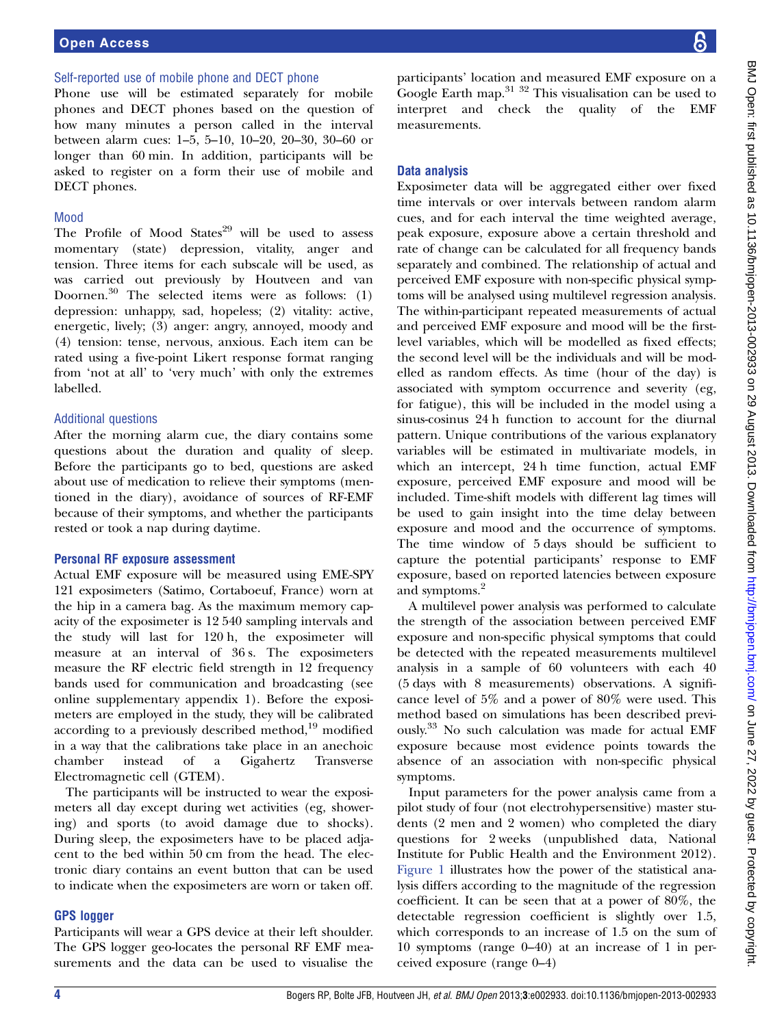### Self-reported use of mobile phone and DECT phone

Phone use will be estimated separately for mobile phones and DECT phones based on the question of how many minutes a person called in the interval between alarm cues: 1–5, 5–10, 10–20, 20–30, 30–60 or longer than 60 min. In addition, participants will be asked to register on a form their use of mobile and DECT phones.

### Mood

The Profile of Mood States[29] will be used to assess momentary (state) depression, vitality, anger and tension. Three items for each subscale will be used, as was carried out previously by Houtveen and van Doornen.[30] The selected items were as follows: (1) depression: unhappy, sad, hopeless; (2) vitality: active, energetic, lively; (3) anger: angry, annoyed, moody and (4) tension: tense, nervous, anxious. Each item can be rated using a five-point Likert response format ranging from 'not at all' to 'very much' with only the extremes labelled.

### Additional questions

After the morning alarm cue, the diary contains some questions about the duration and quality of sleep. Before the participants go to bed, questions are asked about use of medication to relieve their symptoms (mentioned in the diary), avoidance of sources of RF-EMF because of their symptoms, and whether the participants rested or took a nap during daytime.

## Personal RF exposure assessment

Actual EMF exposure will be measured using EME-SPY 121 exposimeters (Satimo, Cortaboeuf, France) worn at the hip in a camera bag. As the maximum memory capacity of the exposimeter is 12 540 sampling intervals and the study will last for 120 h, the exposimeter will measure at an interval of 36 s. The exposimeters measure the RF electric field strength in 12 frequency bands used for communication and broadcasting (see online supplementary appendix 1). Before the exposimeters are employed in the study, they will be calibrated according to a previously described method,[19] modified in a way that the calibrations take place in an anechoic chamber instead of a Gigahertz Transverse Electromagnetic cell (GTEM).

The participants will be instructed to wear the exposimeters all day except during wet activities (eg, showering) and sports (to avoid damage due to shocks). During sleep, the exposimeters have to be placed adjacent to the bed within 50 cm from the head. The electronic diary contains an event button that can be used to indicate when the exposimeters are worn or taken off.

## GPS logger

Participants will wear a GPS device at their left shoulder. The GPS logger geo-locates the personal RF EMF measurements and the data can be used to visualise the participants' location and measured EMF exposure on a Google Earth map.[31 32] This visualisation can be used to interpret and check the quality of the EMF measurements.

## Data analysis

Exposimeter data will be aggregated either over fixed time intervals or over intervals between random alarm cues, and for each interval the time weighted average, peak exposure, exposure above a certain threshold and rate of change can be calculated for all frequency bands separately and combined. The relationship of actual and perceived EMF exposure with non-specific physical symptoms will be analysed using multilevel regression analysis. The within-participant repeated measurements of actual and perceived EMF exposure and mood will be the first-level variables, which will be modelled as fixed effects; the second level will be the individuals and will be modelled as random effects. As time (hour of the day) is associated with symptom occurrence and severity (eg, for fatigue), this will be included in the model using a sinus-cosinus 24 h function to account for the diurnal pattern. Unique contributions of the various explanatory variables will be estimated in multivariate models, in which an intercept, 24 h time function, actual EMF exposure, perceived EMF exposure and mood will be included. Time-shift models with different lag times will be used to gain insight into the time delay between exposure and mood and the occurrence of symptoms. The time window of 5 days should be sufficient to capture the potential participants' response to EMF exposure, based on reported latencies between exposure and symptoms.[2]

A multilevel power analysis was performed to calculate the strength of the association between perceived EMF exposure and non-specific physical symptoms that could be detected with the repeated measurements multilevel analysis in a sample of 60 volunteers with each 40 (5 days with 8 measurements) observations. A significance level of 5% and a power of 80% were used. This method based on simulations has been described previously.[33] No such calculation was made for actual EMF exposure because most evidence points towards the absence of an association with non-specific physical symptoms.

Input parameters for the power analysis came from a pilot study of four (not electrohypersensitive) master students (2 men and 2 women) who completed the diary questions for 2 weeks (unpublished data, National Institute for Public Health and the Environment 2012). Figure 1 illustrates how the power of the statistical analysis differs according to the magnitude of the regression coefficient. It can be seen that at a power of 80%, the detectable regression coefficient is slightly over 1.5, which corresponds to an increase of 1.5 on the sum of 10 symptoms (range 0–40) at an increase of 1 in perceived exposure (range 0–4)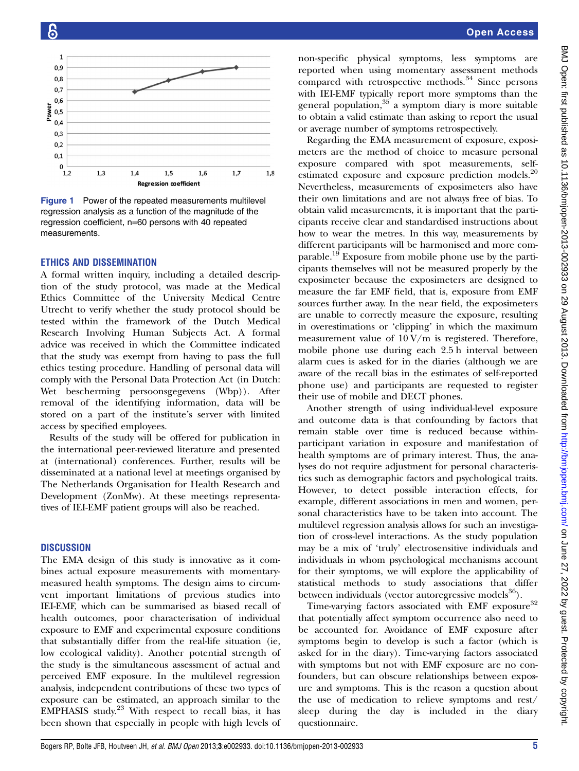Figure 1 Power of the repeated measurements multilevel regression analysis as a function of the magnitude of the regression coefficient, n=60 persons with 40 repeated measurements.

## ETHICS AND DISSEMINATION

A formal written inquiry, including a detailed description of the study protocol, was made at the Medical Ethics Committee of the University Medical Centre Utrecht to verify whether the study protocol should be tested within the framework of the Dutch Medical Research Involving Human Subjects Act. A formal advice was received in which the Committee indicated that the study was exempt from having to pass the full ethics testing procedure. Handling of personal data will comply with the Personal Data Protection Act (in Dutch: Wet bescherming persoonsgegevens (Wbp)). After removal of the identifying information, data will be stored on a part of the institute's server with limited access by specified employees.

Results of the study will be offered for publication in the international peer-reviewed literature and presented at (international) conferences. Further, results will be disseminated at a national level at meetings organised by The Netherlands Organisation for Health Research and Development (ZonMw). At these meetings representatives of IEI-EMF patient groups will also be reached.

## DISCUSSION

The EMA design of this study is innovative as it combines actual exposure measurements with momentary-measured health symptoms. The design aims to circumvent important limitations of previous studies into IEI-EMF, which can be summarised as biased recall of health outcomes, poor characterisation of individual exposure to EMF and experimental exposure conditions that substantially differ from the real-life situation (ie, low ecological validity). Another potential strength of the study is the simultaneous assessment of actual and perceived EMF exposure. In the multilevel regression analysis, independent contributions of these two types of exposure can be estimated, an approach similar to the EMPHASIS study.[23] With respect to recall bias, it has been shown that especially in people with high levels of non-specific physical symptoms, less symptoms are reported when using momentary assessment methods compared with retrospective methods.[34] Since persons with IEI-EMF typically report more symptoms than the general population,[35] a symptom diary is more suitable to obtain a valid estimate than asking to report the usual or average number of symptoms retrospectively.

Regarding the EMA measurement of exposure, exposimeters are the method of choice to measure personal exposure compared with spot measurements, self-estimated exposure and exposure prediction models.[20] Nevertheless, measurements of exposimeters also have their own limitations and are not always free of bias. To obtain valid measurements, it is important that the participants receive clear and standardised instructions about how to wear the metres. In this way, measurements by different participants will be harmonised and more comparable.[19] Exposure from mobile phone use by the participants themselves will not be measured properly by the exposimeter because the exposimeters are designed to measure the far EMF field, that is, exposure from EMF sources further away. In the near field, the exposimeters are unable to correctly measure the exposure, resulting in overestimations or 'clipping' in which the maximum measurement value of 10 V/m is registered. Therefore, mobile phone use during each 2.5 h interval between alarm cues is asked for in the diaries (although we are aware of the recall bias in the estimates of self-reported phone use) and participants are requested to register their use of mobile and DECT phones.

Another strength of using individual-level exposure and outcome data is that confounding by factors that remain stable over time is reduced because within-participant variation in exposure and manifestation of health symptoms are of primary interest. Thus, the analyses do not require adjustment for personal characteristics such as demographic factors and psychological traits. However, to detect possible interaction effects, for example, different associations in men and women, personal characteristics have to be taken into account. The multilevel regression analysis allows for such an investigation of cross-level interactions. As the study population may be a mix of 'truly' electrosensitive individuals and individuals in whom psychological mechanisms account for their symptoms, we will explore the applicability of statistical methods to study associations that differ between individuals (vector autoregressive models[36]).

Time-varying factors associated with EMF exposure[32] that potentially affect symptom occurrence also need to be accounted for. Avoidance of EMF exposure after symptoms begin to develop is such a factor (which is asked for in the diary). Time-varying factors associated with symptoms but not with EMF exposure are no confounders, but can obscure relationships between exposure and symptoms. This is the reason a question about the use of medication to relieve symptoms and rest/sleep during the day is included in the diary questionnaire.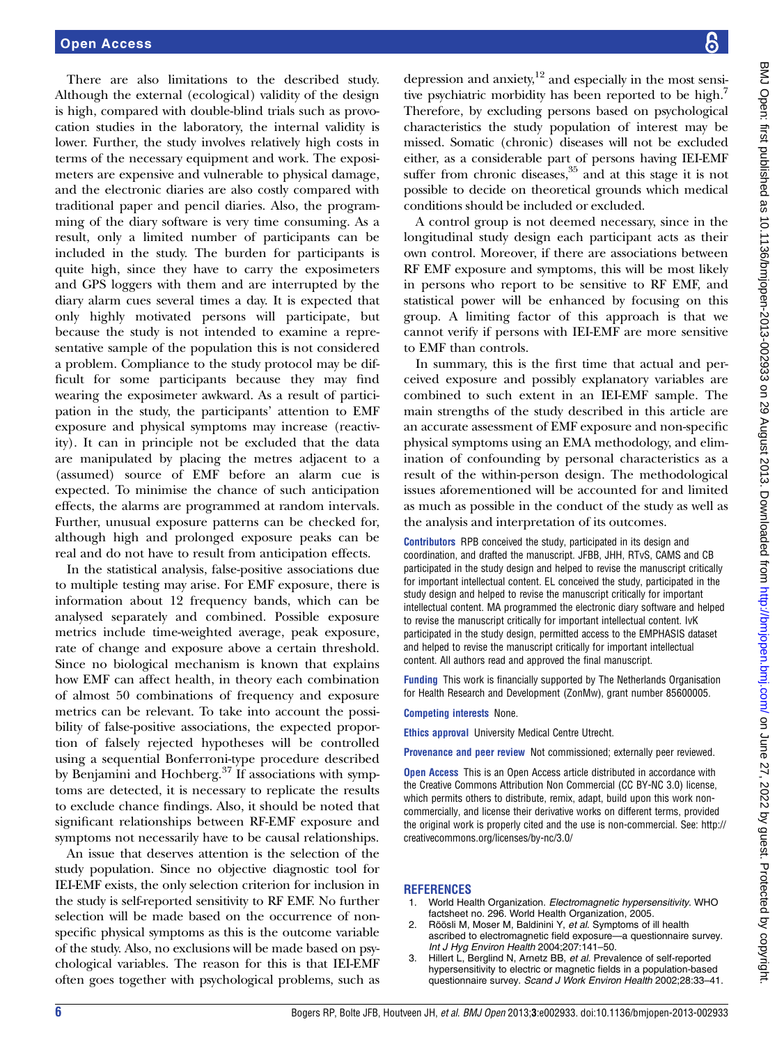There are also limitations to the described study. Although the external (ecological) validity of the design is high, compared with double-blind trials such as provocation studies in the laboratory, the internal validity is lower. Further, the study involves relatively high costs in terms of the necessary equipment and work. The exposimeters are expensive and vulnerable to physical damage, and the electronic diaries are also costly compared with traditional paper and pencil diaries. Also, the programming of the diary software is very time consuming. As a result, only a limited number of participants can be included in the study. The burden for participants is quite high, since they have to carry the exposimeters and GPS loggers with them and are interrupted by the diary alarm cues several times a day. It is expected that only highly motivated persons will participate, but because the study is not intended to examine a representative sample of the population this is not considered a problem. Compliance to the study protocol may be difficult for some participants because they may find wearing the exposimeter awkward. As a result of participation in the study, the participants' attention to EMF exposure and physical symptoms may increase (reactivity). It can in principle not be excluded that the data are manipulated by placing the metres adjacent to a (assumed) source of EMF before an alarm cue is expected. To minimise the chance of such anticipation effects, the alarms are programmed at random intervals. Further, unusual exposure patterns can be checked for, although high and prolonged exposure peaks can be real and do not have to result from anticipation effects.

In the statistical analysis, false-positive associations due to multiple testing may arise. For EMF exposure, there is information about 12 frequency bands, which can be analysed separately and combined. Possible exposure metrics include time-weighted average, peak exposure, rate of change and exposure above a certain threshold. Since no biological mechanism is known that explains how EMF can affect health, in theory each combination of almost 50 combinations of frequency and exposure metrics can be relevant. To take into account the possibility of false-positive associations, the expected proportion of falsely rejected hypotheses will be controlled using a sequential Bonferroni-type procedure described by Benjamini and Hochberg.[37] If associations with symptoms are detected, it is necessary to replicate the results to exclude chance findings. Also, it should be noted that significant relationships between RF-EMF exposure and symptoms not necessarily have to be causal relationships.

An issue that deserves attention is the selection of the study population. Since no objective diagnostic tool for IEI-EMF exists, the only selection criterion for inclusion in the study is self-reported sensitivity to RF EMF. No further selection will be made based on the occurrence of non-specific physical symptoms as this is the outcome variable of the study. Also, no exclusions will be made based on psychological variables. The reason for this is that IEI-EMF often goes together with psychological problems, such as depression and anxiety,[12] and especially in the most sensitive psychiatric morbidity has been reported to be high.[7] Therefore, by excluding persons based on psychological characteristics the study population of interest may be missed. Somatic (chronic) diseases will not be excluded either, as a considerable part of persons having IEI-EMF suffer from chronic diseases,[35] and at this stage it is not possible to decide on theoretical grounds which medical conditions should be included or excluded.

A control group is not deemed necessary, since in the longitudinal study design each participant acts as their own control. Moreover, if there are associations between RF EMF exposure and symptoms, this will be most likely in persons who report to be sensitive to RF EMF, and statistical power will be enhanced by focusing on this group. A limiting factor of this approach is that we cannot verify if persons with IEI-EMF are more sensitive to EMF than controls.

In summary, this is the first time that actual and perceived exposure and possibly explanatory variables are combined to such extent in an IEI-EMF sample. The main strengths of the study described in this article are an accurate assessment of EMF exposure and non-specific physical symptoms using an EMA methodology, and elimination of confounding by personal characteristics as a result of the within-person design. The methodological issues aforementioned will be accounted for and limited as much as possible in the conduct of the study as well as the analysis and interpretation of its outcomes.

**Contributors** RPB conceived the study, participated in its design and coordination, and drafted the manuscript. JFBB, JHH, RTvS, CAMS and CB participated in the study design and helped to revise the manuscript critically for important intellectual content. EL conceived the study, participated in the study design and helped to revise the manuscript critically for important intellectual content. MA programmed the electronic diary software and helped to revise the manuscript critically for important intellectual content. IvK participated in the study design, permitted access to the EMPHASIS dataset and helped to revise the manuscript critically for important intellectual content. All authors read and approved the final manuscript.

**Funding** This work is financially supported by The Netherlands Organisation for Health Research and Development (ZonMw), grant number 85600005.

**Competing interests** None.

**Ethics approval** University Medical Centre Utrecht.

**Provenance and peer review** Not commissioned; externally peer reviewed.

**Open Access** This is an Open Access article distributed in accordance with the Creative Commons Attribution Non Commercial (CC BY-NC 3.0) license, which permits others to distribute, remix, adapt, build upon this work non-commercially, and license their derivative works on different terms, provided the original work is properly cited and the use is non-commercial. See: http://creativecommons.org/licenses/by-nc/3.0/

## REFERENCES

1. World Health Organization. *Electromagnetic hypersensitivity*. WHO factsheet no. 296. World Health Organization, 2005.
2. Röösli M, Moser M, Baldinini Y, *et al*. Symptoms of ill health ascribed to electromagnetic field exposure—a questionnaire survey. *Int J Hyg Environ Health* 2004;207:141–50.
3. Hillert L, Berglind N, Arnetz BB, *et al*. Prevalence of self-reported hypersensitivity to electric or magnetic fields in a population-based questionnaire survey. *Scand J Work Environ Health* 2002;28:33–41.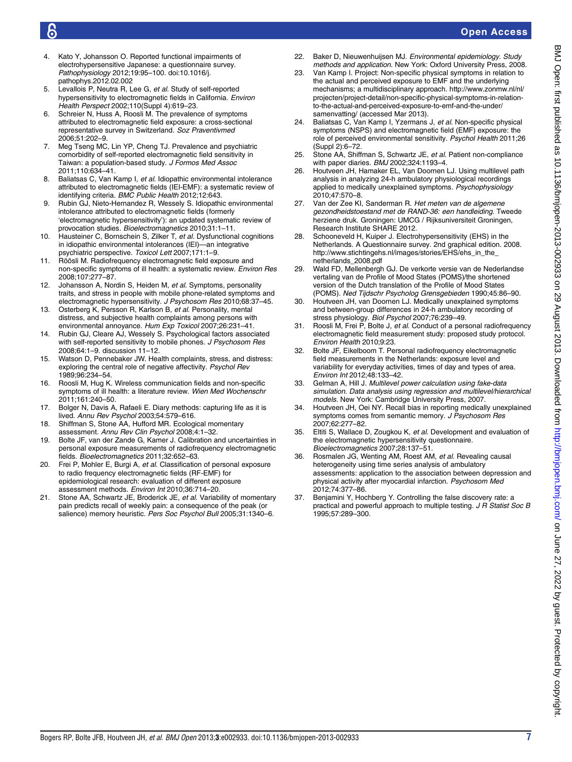4. Kato Y, Johansson O. Reported functional impairments of electrohypersensitive Japanese: a questionnaire survey. *Pathophysiology* 2012;19:95–100. doi:10.1016/j.pathophys.2012.02.002
5. Levallois P, Neutra R, Lee G, *et al*. Study of self-reported hypersensitivity to electromagnetic fields in California. *Environ Health Perspect* 2002;110(Suppl 4):619–23.
6. Schreier N, Huss A, Roosli M. The prevalence of symptoms attributed to electromagnetic field exposure: a cross-sectional representative survey in Switzerland. *Soz Praventivmed* 2006;51:202–9.
7. Meg Tseng MC, Lin YP, Cheng TJ. Prevalence and psychiatric comorbidity of self-reported electromagnetic field sensitivity in Taiwan: a population-based study. *J Formos Med Assoc* 2011;110:634–41.
8. Baliatsas C, Van Kamp I, *et al*. Idiopathic environmental intolerance attributed to electromagnetic fields (IEI-EMF): a systematic review of identifying criteria. *BMC Public Health* 2012;12:643.
9. Rubin GJ, Nieto-Hernandez R, Wessely S. Idiopathic environmental intolerance attributed to electromagnetic fields (formerly 'electromagnetic hypersensitivity'): an updated systematic review of provocation studies. *Bioelectromagnetics* 2010;31:1–11.
10. Hausteiner C, Bornschein S, Zilker T, *et al*. Dysfunctional cognitions in idiopathic environmental intolerances (IEI)—an integrative psychiatric perspective. *Toxicol Lett* 2007;171:1–9.
11. Röösli M. Radiofrequency electromagnetic field exposure and non-specific symptoms of ill health: a systematic review. *Environ Res* 2008;107:277–87.
12. Johansson A, Nordin S, Heiden M, *et al*. Symptoms, personality traits, and stress in people with mobile phone-related symptoms and electromagnetic hypersensitivity. *J Psychosom Res* 2010;68:37–45.
13. Osterberg K, Persson R, Karlson B, *et al*. Personality, mental distress, and subjective health complaints among persons with environmental annoyance. *Hum Exp Toxicol* 2007;26:231–41.
14. Rubin GJ, Cleare AJ, Wessely S. Psychological factors associated with self-reported sensitivity to mobile phones. *J Psychosom Res* 2008;64:1–9. discussion 11–12.
15. Watson D, Pennebaker JW. Health complaints, stress, and distress: exploring the central role of negative affectivity. *Psychol Rev* 1989;96:234–54.
16. Roosli M, Hug K. Wireless communication fields and non-specific symptoms of ill health: a literature review. *Wien Med Wochenschr* 2011;161:240–50.
17. Bolger N, Davis A, Rafaeli E. Diary methods: capturing life as it is lived. *Annu Rev Psychol* 2003;54:579–616.
18. Shiffman S, Stone AA, Hufford MR. Ecological momentary assessment. *Annu Rev Clin Psychol* 2008;4:1–32.
19. Bolte JF, van der Zande G, Kamer J. Calibration and uncertainties in personal exposure measurements of radiofrequency electromagnetic fields. *Bioelectromagnetics* 2011;32:652–63.
20. Frei P, Mohler E, Burgi A, *et al*. Classification of personal exposure to radio frequency electromagnetic fields (RF-EMF) for epidemiological research: evaluation of different exposure assessment methods. *Environ Int* 2010;36:714–20.
21. Stone AA, Schwartz JE, Broderick JE, *et al*. Variability of momentary pain predicts recall of weekly pain: a consequence of the peak (or salience) memory heuristic. *Pers Soc Psychol Bull* 2005;31:1340–6.
22. Baker D, Nieuwenhuijsen MJ. *Environmental epidemiology. Study methods and application*. New York: Oxford University Press, 2008.
23. Van Kamp I. Project: Non-specific physical symptoms in relation to the actual and perceived exposure to EMF and the underlying mechanisms; a multidisciplinary approach. http://www.zonmw.nl/nl/projecten/project-detail/non-specific-physical-symptoms-in-relation-to-the-actual-and-perceived-exposure-to-emf-and-the-under/samenvatting/ (accessed Mar 2013).
24. Baliatsas C, Van Kamp I, Yzermans J, *et al*. Non-specific physical symptoms (NSPS) and electromagnetic field (EMF) exposure: the role of perceived environmental sensitivity. *Psychol Health* 2011;26 (Suppl 2):6–72.
25. Stone AA, Shiffman S, Schwartz JE, *et al*. Patient non-compliance with paper diaries. *BMJ* 2002;324:1193–4.
26. Houtveen JH, Hamaker EL, Van Doornen LJ. Using multilevel path analysis in analyzing 24-h ambulatory physiological recordings applied to medically unexplained symptoms. *Psychophysiology* 2010;47:570–8.
27. Van der Zee KI, Sanderman R. *Het meten van de algemene gezondheidstoestand met de RAND-36: een handleiding*. Tweede herziene druk. Groningen: UMCG / Rijksuniversiteit Groningen, Research Institute SHARE 2012.
28. Schooneveld H, Kuiper J. Electrohypersensitivity (EHS) in the Netherlands. A Questionnaire survey. 2nd graphical edition. 2008. http://www.stichtingehs.nl/images/stories/EHS/ehs_in_the_netherlands_2008.pdf
29. Wald FD, Mellenbergh GJ. De verkorte versie van de Nederlandse vertaling van de Profile of Mood States (POMS)/the shortened version of the Dutch translation of the Profile of Mood States (POMS). *Ned Tijdschr Psycholog Grensgebieden* 1990;45:86–90.
30. Houtveen JH, van Doornen LJ. Medically unexplained symptoms and between-group differences in 24-h ambulatory recording of stress physiology. *Biol Psychol* 2007;76:239–49.
31. Roosli M, Frei P, Bolte J, *et al*. Conduct of a personal radiofrequency electromagnetic field measurement study: proposed study protocol. *Environ Health* 2010;9:23.
32. Bolte JF, Eikelboom T. Personal radiofrequency electromagnetic field measurements in the Netherlands: exposure level and variability for everyday activities, times of day and types of area. *Environ Int* 2012;48:133–42.
33. Gelman A, Hill J. *Multilevel power calculation using fake-data simulation. Data analysis using regression and multilevel/hierarchical models*. New York: Cambridge University Press, 2007.
34. Houtveen JH, Oei NY. Recall bias in reporting medically unexplained symptoms comes from semantic memory. *J Psychosom Res* 2007;62:277–82.
35. Eltiti S, Wallace D, Zougkou K, *et al*. Development and evaluation of the electromagnetic hypersensitivity questionnaire. *Bioelectromagnetics* 2007;28:137–51.
36. Rosmalen JG, Wenting AM, Roest AM, *et al*. Revealing causal heterogeneity using time series analysis of ambulatory assessments: application to the association between depression and physical activity after myocardial infarction. *Psychosom Med* 2012;74:377–86.
37. Benjamini Y, Hochberg Y. Controlling the false discovery rate: a practical and powerful approach to multiple testing. *J R Statist Soc B* 1995;57:289–300.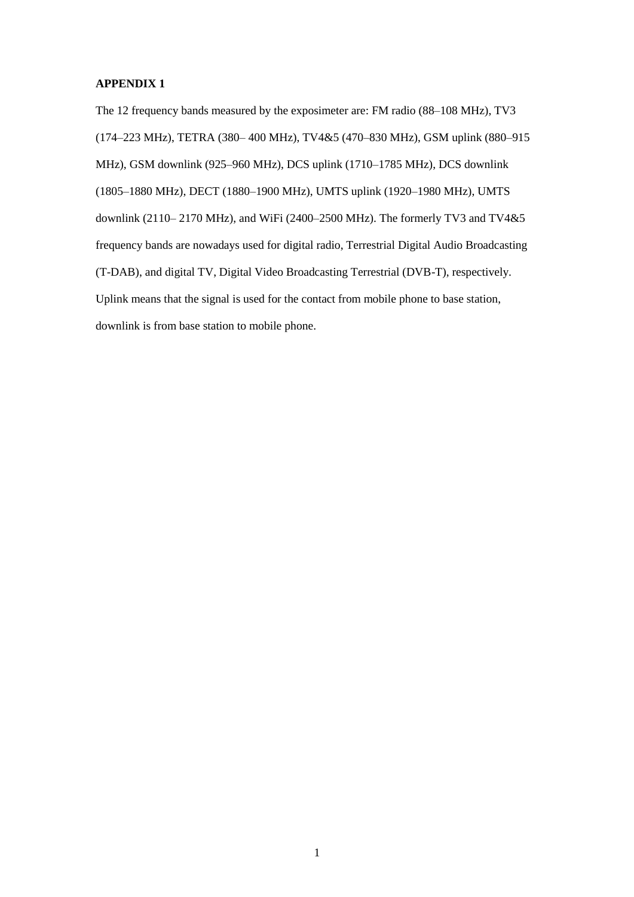**APPENDIX 1**

The 12 frequency bands measured by the exposimeter are: FM radio (88–108 MHz), TV3 (174–223 MHz), TETRA (380– 400 MHz), TV4&5 (470–830 MHz), GSM uplink (880–915 MHz), GSM downlink (925–960 MHz), DCS uplink (1710–1785 MHz), DCS downlink (1805–1880 MHz), DECT (1880–1900 MHz), UMTS uplink (1920–1980 MHz), UMTS downlink (2110– 2170 MHz), and WiFi (2400–2500 MHz). The formerly TV3 and TV4&5 frequency bands are nowadays used for digital radio, Terrestrial Digital Audio Broadcasting (T-DAB), and digital TV, Digital Video Broadcasting Terrestrial (DVB-T), respectively. Uplink means that the signal is used for the contact from mobile phone to base station, downlink is from base station to mobile phone.